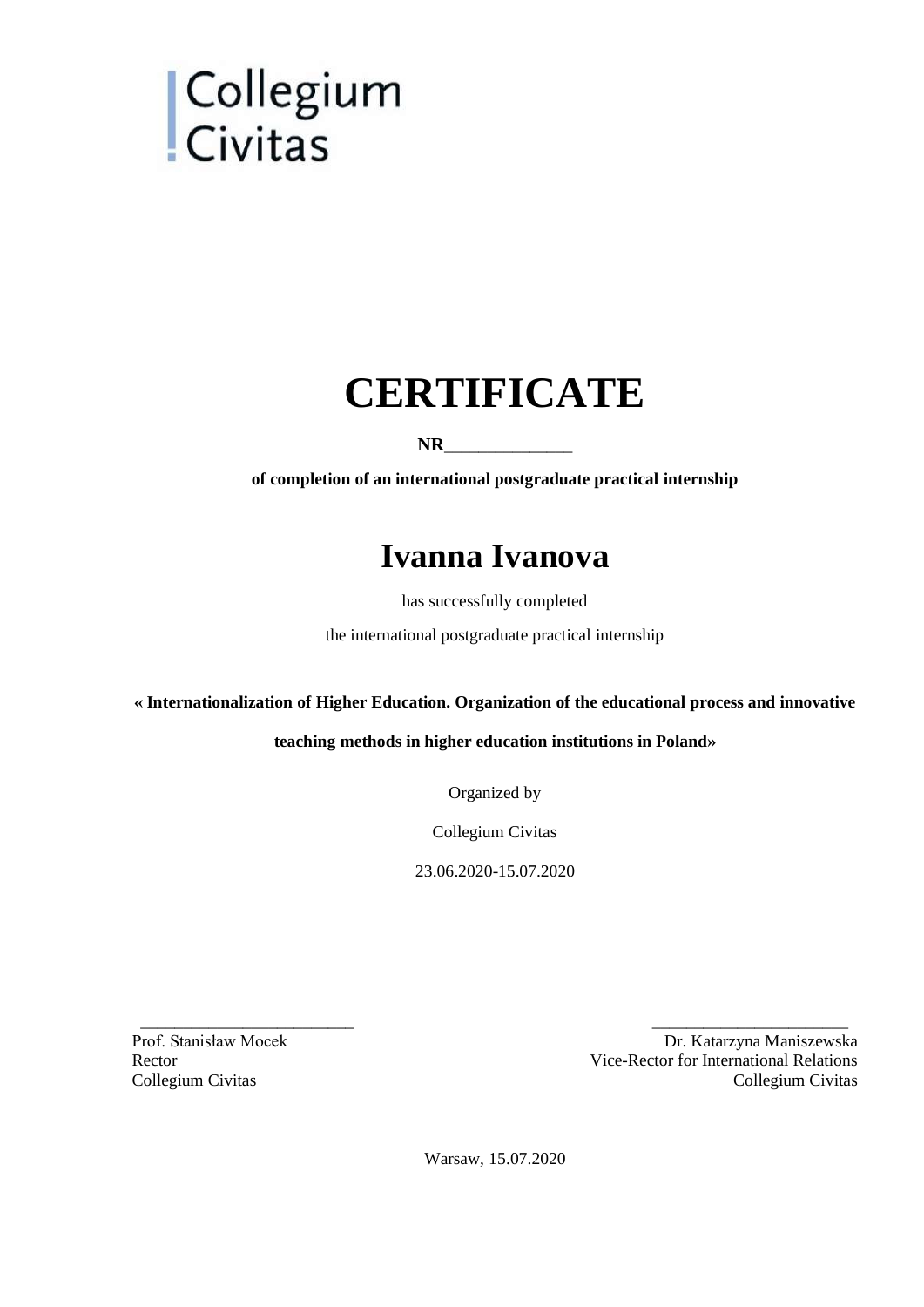Collegium
Civitas

# CERTIFICATE

**NR______________**

**of completion of an international postgraduate practical internship**

## Ivanna Ivanova

has successfully completed

the international postgraduate practical internship

**« Internationalization of Higher Education. Organization of the educational process and innovative teaching methods in higher education institutions in Poland»**

Organized by

Collegium Civitas

23.06.2020-15.07.2020

_________________________

Prof. Stanisław Mocek
Rector
Collegium Civitas

_______________________

Dr. Katarzyna Maniszewska
Vice-Rector for International Relations
Collegium Civitas

Warsaw, 15.07.2020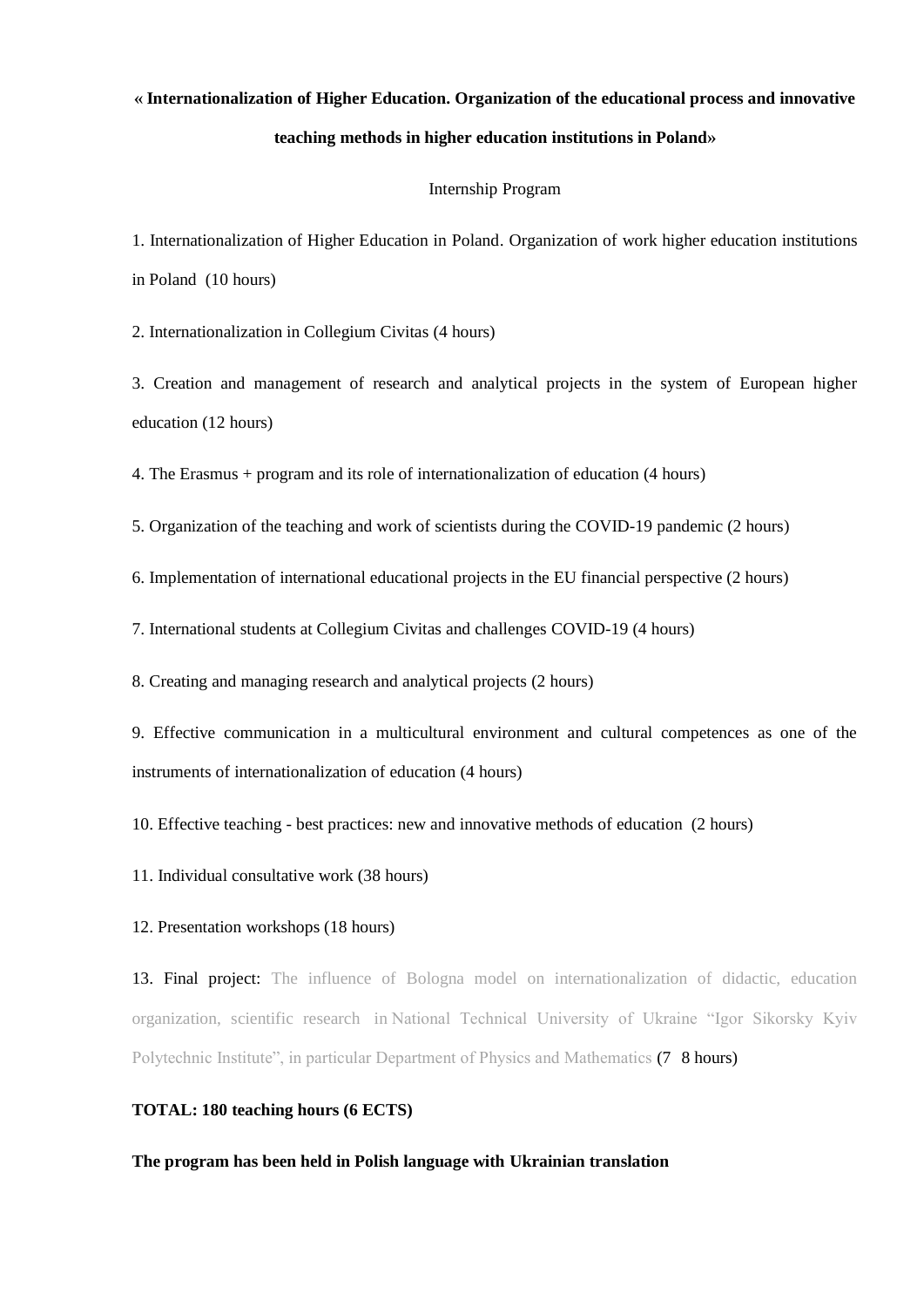**« Internationalization of Higher Education. Organization of the educational process and innovative teaching methods in higher education institutions in Poland»**

Internship Program

1. Internationalization of Higher Education in Poland. Organization of work higher education institutions in Poland (10 hours)

2. Internationalization in Collegium Civitas (4 hours)

3. Creation and management of research and analytical projects in the system of European higher education (12 hours)

4. The Erasmus + program and its role of internationalization of education (4 hours)

5. Organization of the teaching and work of scientists during the COVID-19 pandemic (2 hours)

6. Implementation of international educational projects in the EU financial perspective (2 hours)

7. International students at Collegium Civitas and challenges COVID-19 (4 hours)

8. Creating and managing research and analytical projects (2 hours)

9. Effective communication in a multicultural environment and cultural competences as one of the instruments of internationalization of education (4 hours)

10. Effective teaching - best practices: new and innovative methods of education (2 hours)

11. Individual consultative work (38 hours)

12. Presentation workshops (18 hours)

13. Final project: The influence of Bologna model on internationalization of didactic, education organization, scientific research in National Technical University of Ukraine "Igor Sikorsky Kyiv Polytechnic Institute", in particular Department of Physics and Mathematics (7 8 hours)

**TOTAL: 180 teaching hours (6 ECTS)**

**The program has been held in Polish language with Ukrainian translation**